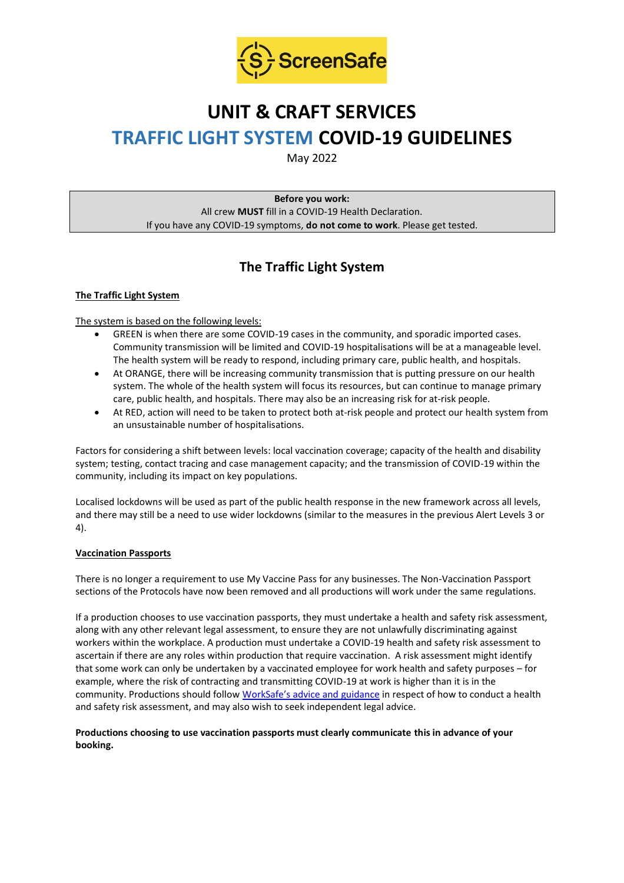ScreenSafe

# UNIT & CRAFT SERVICES

# TRAFFIC LIGHT SYSTEM COVID-19 GUIDELINES

May 2022

**Before you work:**
All crew **MUST** fill in a COVID-19 Health Declaration.
If you have any COVID-19 symptoms, **do not come to work**. Please get tested.

## The Traffic Light System

**The Traffic Light System**

The system is based on the following levels:

- GREEN is when there are some COVID-19 cases in the community, and sporadic imported cases. Community transmission will be limited and COVID-19 hospitalisations will be at a manageable level. The health system will be ready to respond, including primary care, public health, and hospitals.
- At ORANGE, there will be increasing community transmission that is putting pressure on our health system. The whole of the health system will focus its resources, but can continue to manage primary care, public health, and hospitals. There may also be an increasing risk for at-risk people.
- At RED, action will need to be taken to protect both at-risk people and protect our health system from an unsustainable number of hospitalisations.

Factors for considering a shift between levels: local vaccination coverage; capacity of the health and disability system; testing, contact tracing and case management capacity; and the transmission of COVID-19 within the community, including its impact on key populations.

Localised lockdowns will be used as part of the public health response in the new framework across all levels, and there may still be a need to use wider lockdowns (similar to the measures in the previous Alert Levels 3 or 4).

**Vaccination Passports**

There is no longer a requirement to use My Vaccine Pass for any businesses. The Non-Vaccination Passport sections of the Protocols have now been removed and all productions will work under the same regulations.

If a production chooses to use vaccination passports, they must undertake a health and safety risk assessment, along with any other relevant legal assessment, to ensure they are not unlawfully discriminating against workers within the workplace. A production must undertake a COVID-19 health and safety risk assessment to ascertain if there are any roles within production that require vaccination. A risk assessment might identify that some work can only be undertaken by a vaccinated employee for work health and safety purposes – for example, where the risk of contracting and transmitting COVID-19 at work is higher than it is in the community. Productions should follow WorkSafe's advice and guidance in respect of how to conduct a health and safety risk assessment, and may also wish to seek independent legal advice.

**Productions choosing to use vaccination passports must clearly communicate this in advance of your booking.**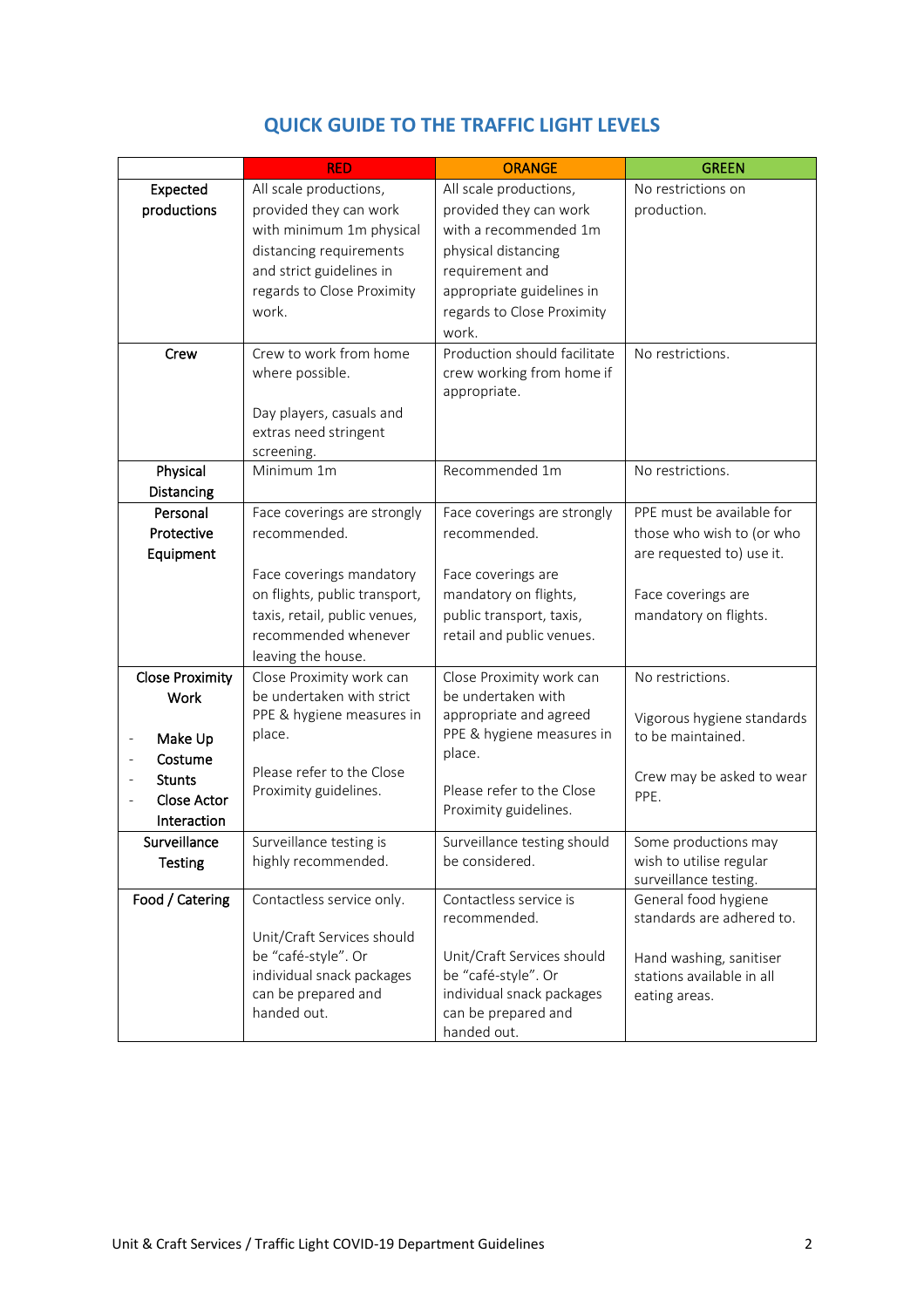## QUICK GUIDE TO THE TRAFFIC LIGHT LEVELS

| | RED | ORANGE | GREEN |
|---|---|---|---|
| **Expected productions** | All scale productions, provided they can work with minimum 1m physical distancing requirements and strict guidelines in regards to Close Proximity work. | All scale productions, provided they can work with a recommended 1m physical distancing requirement and appropriate guidelines in regards to Close Proximity work. | No restrictions on production. |
| **Crew** | Crew to work from home where possible.<br><br>Day players, casuals and extras need stringent screening. | Production should facilitate crew working from home if appropriate. | No restrictions. |
| **Physical Distancing** | Minimum 1m | Recommended 1m | No restrictions. |
| **Personal Protective Equipment** | Face coverings are strongly recommended.<br><br>Face coverings mandatory on flights, public transport, taxis, retail, public venues, recommended whenever leaving the house. | Face coverings are strongly recommended.<br><br>Face coverings are mandatory on flights, public transport, taxis, retail and public venues. | PPE must be available for those who wish to (or who are requested to) use it.<br><br>Face coverings are mandatory on flights. |
| **Close Proximity Work**<br><br>- **Make Up**<br>- **Costume**<br>- **Stunts**<br>- **Close Actor Interaction** | Close Proximity work can be undertaken with strict PPE & hygiene measures in place.<br><br>Please refer to the Close Proximity guidelines. | Close Proximity work can be undertaken with appropriate and agreed PPE & hygiene measures in place.<br><br>Please refer to the Close Proximity guidelines. | No restrictions.<br><br>Vigorous hygiene standards to be maintained.<br><br>Crew may be asked to wear PPE. |
| **Surveillance Testing** | Surveillance testing is highly recommended. | Surveillance testing should be considered. | Some productions may wish to utilise regular surveillance testing. |
| **Food / Catering** | Contactless service only.<br><br>Unit/Craft Services should be "café-style". Or individual snack packages can be prepared and handed out. | Contactless service is recommended.<br><br>Unit/Craft Services should be "café-style". Or individual snack packages can be prepared and handed out. | General food hygiene standards are adhered to.<br><br>Hand washing, sanitiser stations available in all eating areas. |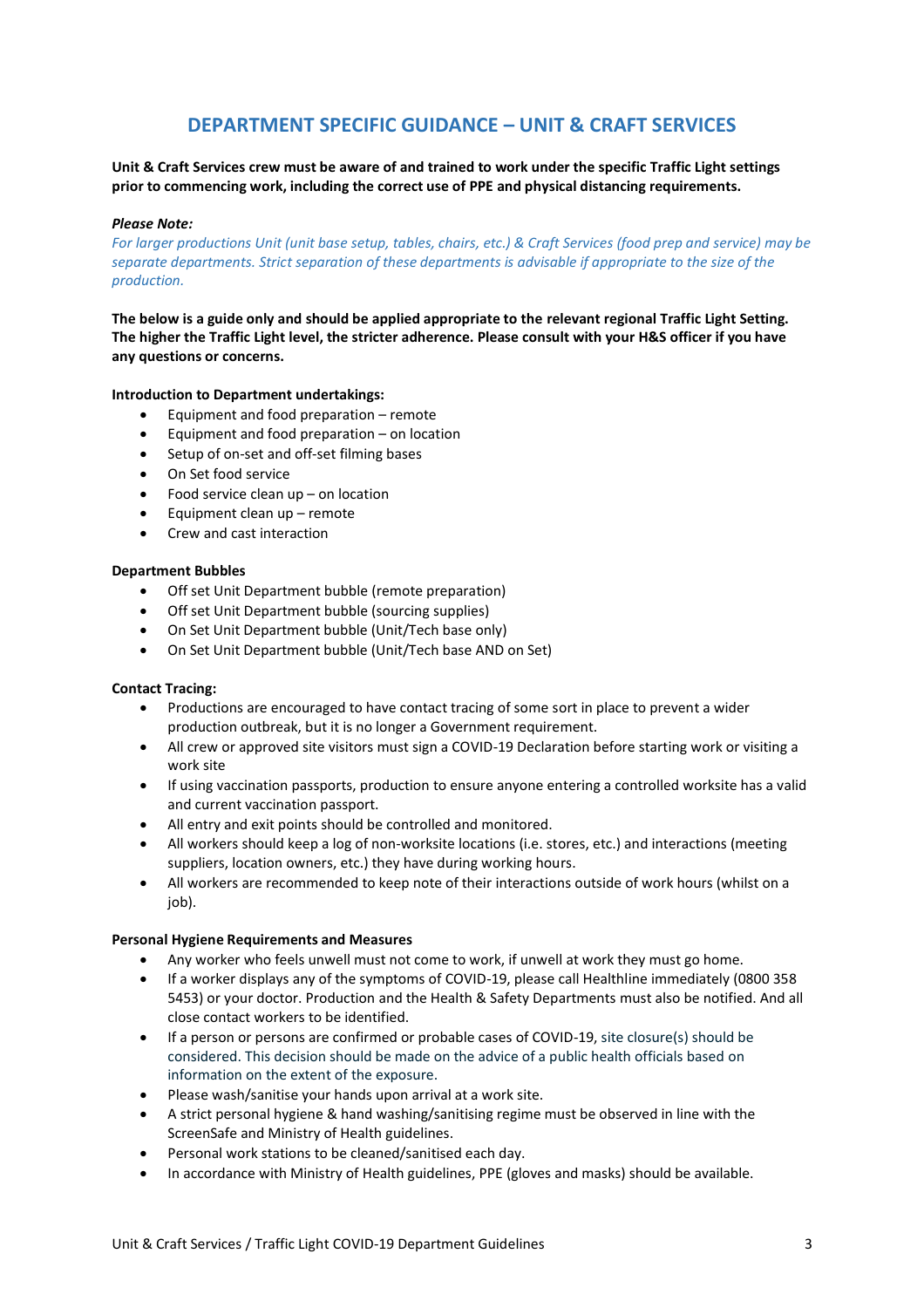# DEPARTMENT SPECIFIC GUIDANCE – UNIT & CRAFT SERVICES

**Unit & Craft Services crew must be aware of and trained to work under the specific Traffic Light settings prior to commencing work, including the correct use of PPE and physical distancing requirements.**

***Please Note:***

*For larger productions Unit (unit base setup, tables, chairs, etc.) & Craft Services (food prep and service) may be separate departments. Strict separation of these departments is advisable if appropriate to the size of the production.*

**The below is a guide only and should be applied appropriate to the relevant regional Traffic Light Setting. The higher the Traffic Light level, the stricter adherence. Please consult with your H&S officer if you have any questions or concerns.**

**Introduction to Department undertakings:**

- Equipment and food preparation – remote
- Equipment and food preparation – on location
- Setup of on-set and off-set filming bases
- On Set food service
- Food service clean up – on location
- Equipment clean up – remote
- Crew and cast interaction

**Department Bubbles**

- Off set Unit Department bubble (remote preparation)
- Off set Unit Department bubble (sourcing supplies)
- On Set Unit Department bubble (Unit/Tech base only)
- On Set Unit Department bubble (Unit/Tech base AND on Set)

**Contact Tracing:**

- Productions are encouraged to have contact tracing of some sort in place to prevent a wider production outbreak, but it is no longer a Government requirement.
- All crew or approved site visitors must sign a COVID-19 Declaration before starting work or visiting a work site
- If using vaccination passports, production to ensure anyone entering a controlled worksite has a valid and current vaccination passport.
- All entry and exit points should be controlled and monitored.
- All workers should keep a log of non-worksite locations (i.e. stores, etc.) and interactions (meeting suppliers, location owners, etc.) they have during working hours.
- All workers are recommended to keep note of their interactions outside of work hours (whilst on a job).

**Personal Hygiene Requirements and Measures**

- Any worker who feels unwell must not come to work, if unwell at work they must go home.
- If a worker displays any of the symptoms of COVID-19, please call Healthline immediately (0800 358 5453) or your doctor. Production and the Health & Safety Departments must also be notified. And all close contact workers to be identified.
- If a person or persons are confirmed or probable cases of COVID-19, site closure(s) should be considered. This decision should be made on the advice of a public health officials based on information on the extent of the exposure.
- Please wash/sanitise your hands upon arrival at a work site.
- A strict personal hygiene & hand washing/sanitising regime must be observed in line with the ScreenSafe and Ministry of Health guidelines.
- Personal work stations to be cleaned/sanitised each day.
- In accordance with Ministry of Health guidelines, PPE (gloves and masks) should be available.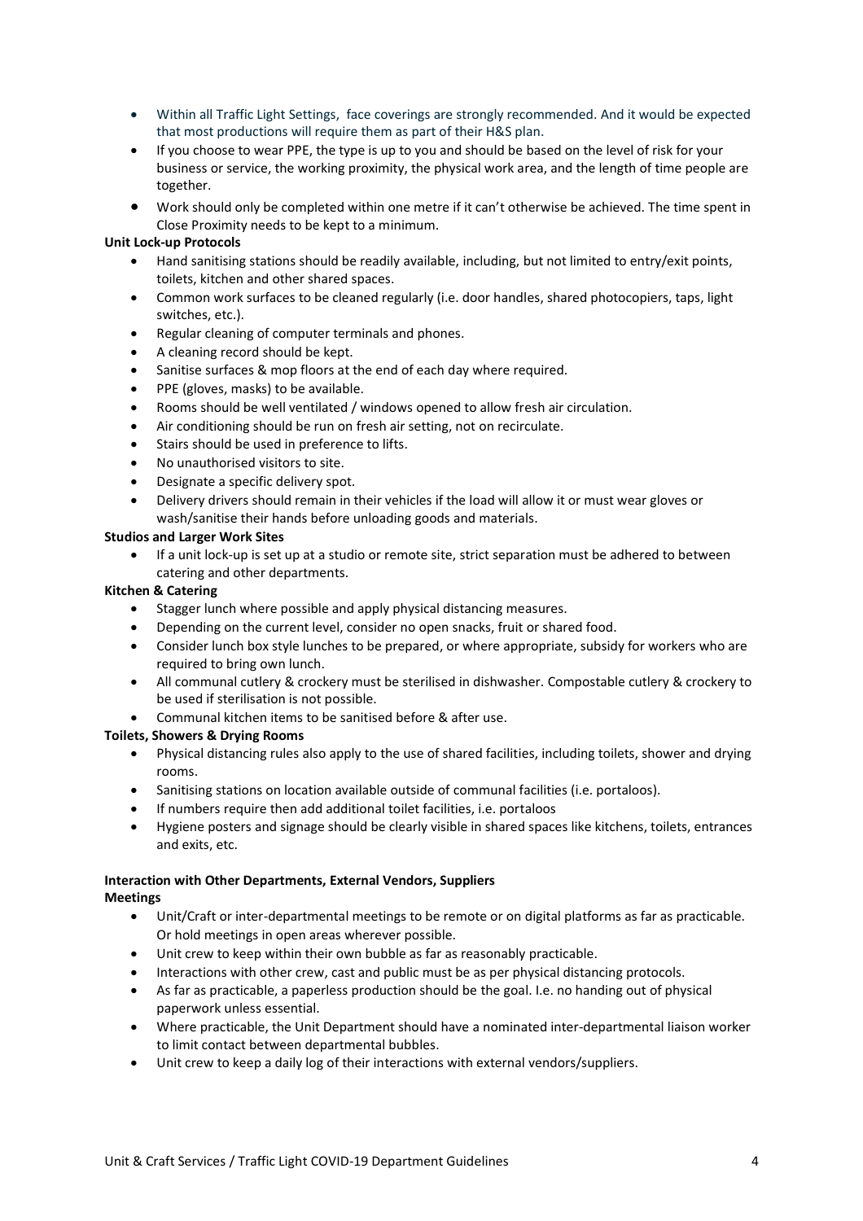- Within all Traffic Light Settings,  face coverings are strongly recommended. And it would be expected that most productions will require them as part of their H&S plan.
- If you choose to wear PPE, the type is up to you and should be based on the level of risk for your business or service, the working proximity, the physical work area, and the length of time people are together.
- Work should only be completed within one metre if it can't otherwise be achieved. The time spent in Close Proximity needs to be kept to a minimum.

**Unit Lock-up Protocols**

- Hand sanitising stations should be readily available, including, but not limited to entry/exit points, toilets, kitchen and other shared spaces.
- Common work surfaces to be cleaned regularly (i.e. door handles, shared photocopiers, taps, light switches, etc.).
- Regular cleaning of computer terminals and phones.
- A cleaning record should be kept.
- Sanitise surfaces & mop floors at the end of each day where required.
- PPE (gloves, masks) to be available.
- Rooms should be well ventilated / windows opened to allow fresh air circulation.
- Air conditioning should be run on fresh air setting, not on recirculate.
- Stairs should be used in preference to lifts.
- No unauthorised visitors to site.
- Designate a specific delivery spot.
- Delivery drivers should remain in their vehicles if the load will allow it or must wear gloves or wash/sanitise their hands before unloading goods and materials.

**Studios and Larger Work Sites**

- If a unit lock-up is set up at a studio or remote site, strict separation must be adhered to between catering and other departments.

**Kitchen & Catering**

- Stagger lunch where possible and apply physical distancing measures.
- Depending on the current level, consider no open snacks, fruit or shared food.
- Consider lunch box style lunches to be prepared, or where appropriate, subsidy for workers who are required to bring own lunch.
- All communal cutlery & crockery must be sterilised in dishwasher. Compostable cutlery & crockery to be used if sterilisation is not possible.
- Communal kitchen items to be sanitised before & after use.

**Toilets, Showers & Drying Rooms**

- Physical distancing rules also apply to the use of shared facilities, including toilets, shower and drying rooms.
- Sanitising stations on location available outside of communal facilities (i.e. portaloos).
- If numbers require then add additional toilet facilities, i.e. portaloos
- Hygiene posters and signage should be clearly visible in shared spaces like kitchens, toilets, entrances and exits, etc.

**Interaction with Other Departments, External Vendors, Suppliers**

**Meetings**

- Unit/Craft or inter-departmental meetings to be remote or on digital platforms as far as practicable. Or hold meetings in open areas wherever possible.
- Unit crew to keep within their own bubble as far as reasonably practicable.
- Interactions with other crew, cast and public must be as per physical distancing protocols.
- As far as practicable, a paperless production should be the goal. I.e. no handing out of physical paperwork unless essential.
- Where practicable, the Unit Department should have a nominated inter-departmental liaison worker to limit contact between departmental bubbles.
- Unit crew to keep a daily log of their interactions with external vendors/suppliers.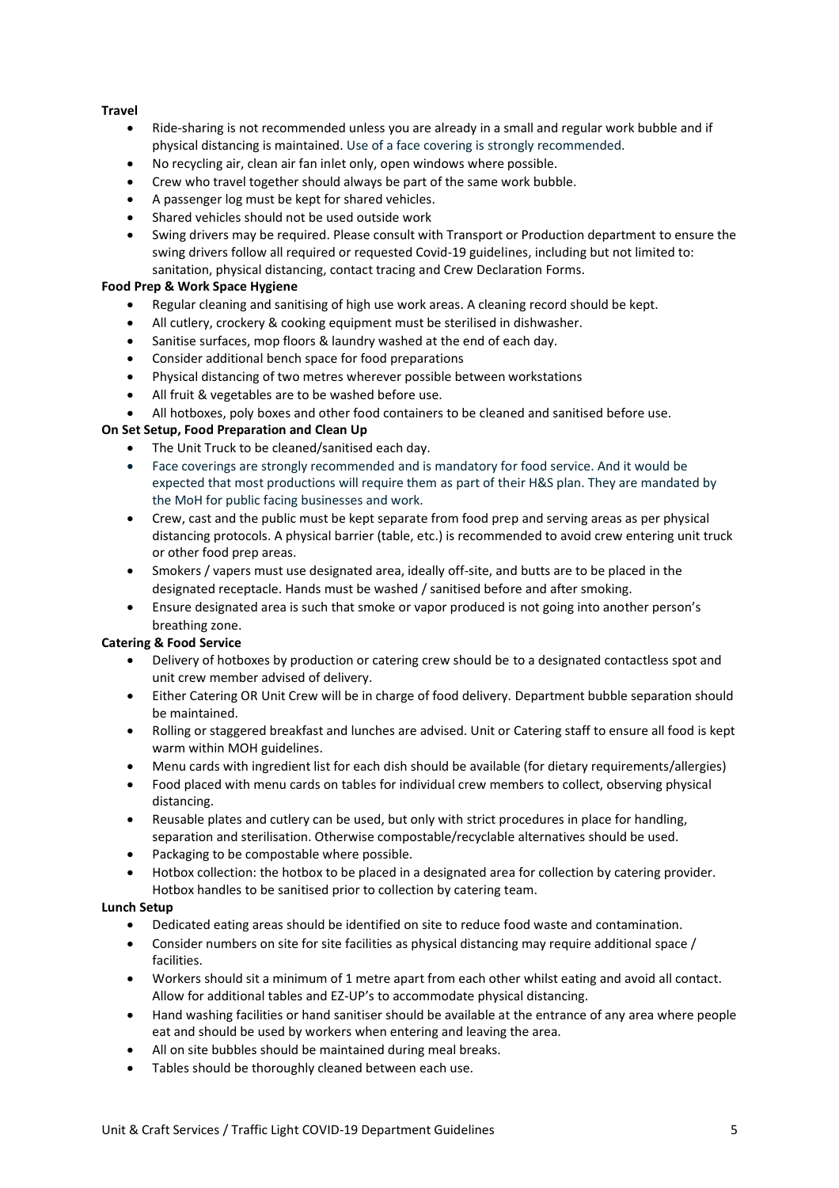**Travel**

- Ride-sharing is not recommended unless you are already in a small and regular work bubble and if physical distancing is maintained. Use of a face covering is strongly recommended.
- No recycling air, clean air fan inlet only, open windows where possible.
- Crew who travel together should always be part of the same work bubble.
- A passenger log must be kept for shared vehicles.
- Shared vehicles should not be used outside work
- Swing drivers may be required. Please consult with Transport or Production department to ensure the swing drivers follow all required or requested Covid-19 guidelines, including but not limited to: sanitation, physical distancing, contact tracing and Crew Declaration Forms.

**Food Prep & Work Space Hygiene**

- Regular cleaning and sanitising of high use work areas. A cleaning record should be kept.
- All cutlery, crockery & cooking equipment must be sterilised in dishwasher.
- Sanitise surfaces, mop floors & laundry washed at the end of each day.
- Consider additional bench space for food preparations
- Physical distancing of two metres wherever possible between workstations
- All fruit & vegetables are to be washed before use.
- All hotboxes, poly boxes and other food containers to be cleaned and sanitised before use.

**On Set Setup, Food Preparation and Clean Up**

- The Unit Truck to be cleaned/sanitised each day.
- Face coverings are strongly recommended and is mandatory for food service. And it would be expected that most productions will require them as part of their H&S plan. They are mandated by the MoH for public facing businesses and work.
- Crew, cast and the public must be kept separate from food prep and serving areas as per physical distancing protocols. A physical barrier (table, etc.) is recommended to avoid crew entering unit truck or other food prep areas.
- Smokers / vapers must use designated area, ideally off-site, and butts are to be placed in the designated receptacle. Hands must be washed / sanitised before and after smoking.
- Ensure designated area is such that smoke or vapor produced is not going into another person's breathing zone.

**Catering & Food Service**

- Delivery of hotboxes by production or catering crew should be to a designated contactless spot and unit crew member advised of delivery.
- Either Catering OR Unit Crew will be in charge of food delivery. Department bubble separation should be maintained.
- Rolling or staggered breakfast and lunches are advised. Unit or Catering staff to ensure all food is kept warm within MOH guidelines.
- Menu cards with ingredient list for each dish should be available (for dietary requirements/allergies)
- Food placed with menu cards on tables for individual crew members to collect, observing physical distancing.
- Reusable plates and cutlery can be used, but only with strict procedures in place for handling, separation and sterilisation. Otherwise compostable/recyclable alternatives should be used.
- Packaging to be compostable where possible.
- Hotbox collection: the hotbox to be placed in a designated area for collection by catering provider. Hotbox handles to be sanitised prior to collection by catering team.

**Lunch Setup**

- Dedicated eating areas should be identified on site to reduce food waste and contamination.
- Consider numbers on site for site facilities as physical distancing may require additional space / facilities.
- Workers should sit a minimum of 1 metre apart from each other whilst eating and avoid all contact. Allow for additional tables and EZ-UP's to accommodate physical distancing.
- Hand washing facilities or hand sanitiser should be available at the entrance of any area where people eat and should be used by workers when entering and leaving the area.
- All on site bubbles should be maintained during meal breaks.
- Tables should be thoroughly cleaned between each use.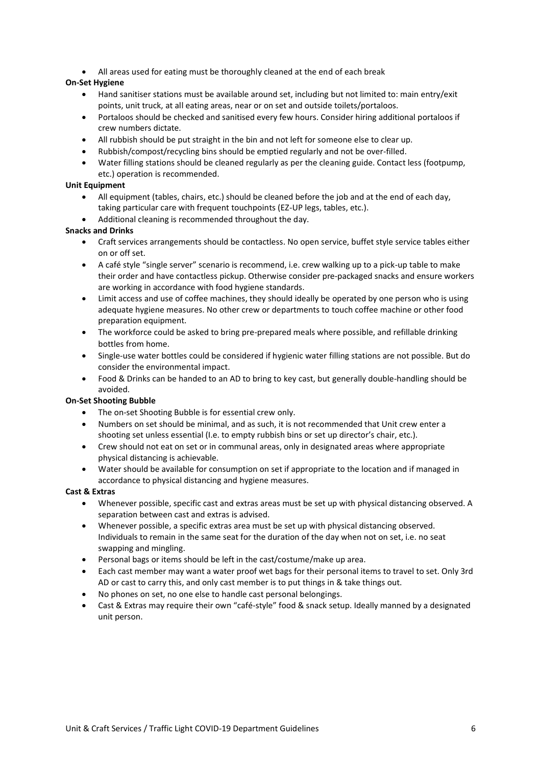- All areas used for eating must be thoroughly cleaned at the end of each break

**On-Set Hygiene**

- Hand sanitiser stations must be available around set, including but not limited to: main entry/exit points, unit truck, at all eating areas, near or on set and outside toilets/portaloos.
- Portaloos should be checked and sanitised every few hours. Consider hiring additional portaloos if crew numbers dictate.
- All rubbish should be put straight in the bin and not left for someone else to clear up.
- Rubbish/compost/recycling bins should be emptied regularly and not be over-filled.
- Water filling stations should be cleaned regularly as per the cleaning guide. Contact less (footpump, etc.) operation is recommended.

**Unit Equipment**

- All equipment (tables, chairs, etc.) should be cleaned before the job and at the end of each day, taking particular care with frequent touchpoints (EZ-UP legs, tables, etc.).
- Additional cleaning is recommended throughout the day.

**Snacks and Drinks**

- Craft services arrangements should be contactless. No open service, buffet style service tables either on or off set.
- A café style "single server" scenario is recommend, i.e. crew walking up to a pick-up table to make their order and have contactless pickup. Otherwise consider pre-packaged snacks and ensure workers are working in accordance with food hygiene standards.
- Limit access and use of coffee machines, they should ideally be operated by one person who is using adequate hygiene measures. No other crew or departments to touch coffee machine or other food preparation equipment.
- The workforce could be asked to bring pre-prepared meals where possible, and refillable drinking bottles from home.
- Single-use water bottles could be considered if hygienic water filling stations are not possible. But do consider the environmental impact.
- Food & Drinks can be handed to an AD to bring to key cast, but generally double-handling should be avoided.

**On-Set Shooting Bubble**

- The on-set Shooting Bubble is for essential crew only.
- Numbers on set should be minimal, and as such, it is not recommended that Unit crew enter a shooting set unless essential (I.e. to empty rubbish bins or set up director's chair, etc.).
- Crew should not eat on set or in communal areas, only in designated areas where appropriate physical distancing is achievable.
- Water should be available for consumption on set if appropriate to the location and if managed in accordance to physical distancing and hygiene measures.

**Cast & Extras**

- Whenever possible, specific cast and extras areas must be set up with physical distancing observed. A separation between cast and extras is advised.
- Whenever possible, a specific extras area must be set up with physical distancing observed. Individuals to remain in the same seat for the duration of the day when not on set, i.e. no seat swapping and mingling.
- Personal bags or items should be left in the cast/costume/make up area.
- Each cast member may want a water proof wet bags for their personal items to travel to set. Only 3rd AD or cast to carry this, and only cast member is to put things in & take things out.
- No phones on set, no one else to handle cast personal belongings.
- Cast & Extras may require their own "café-style" food & snack setup. Ideally manned by a designated unit person.